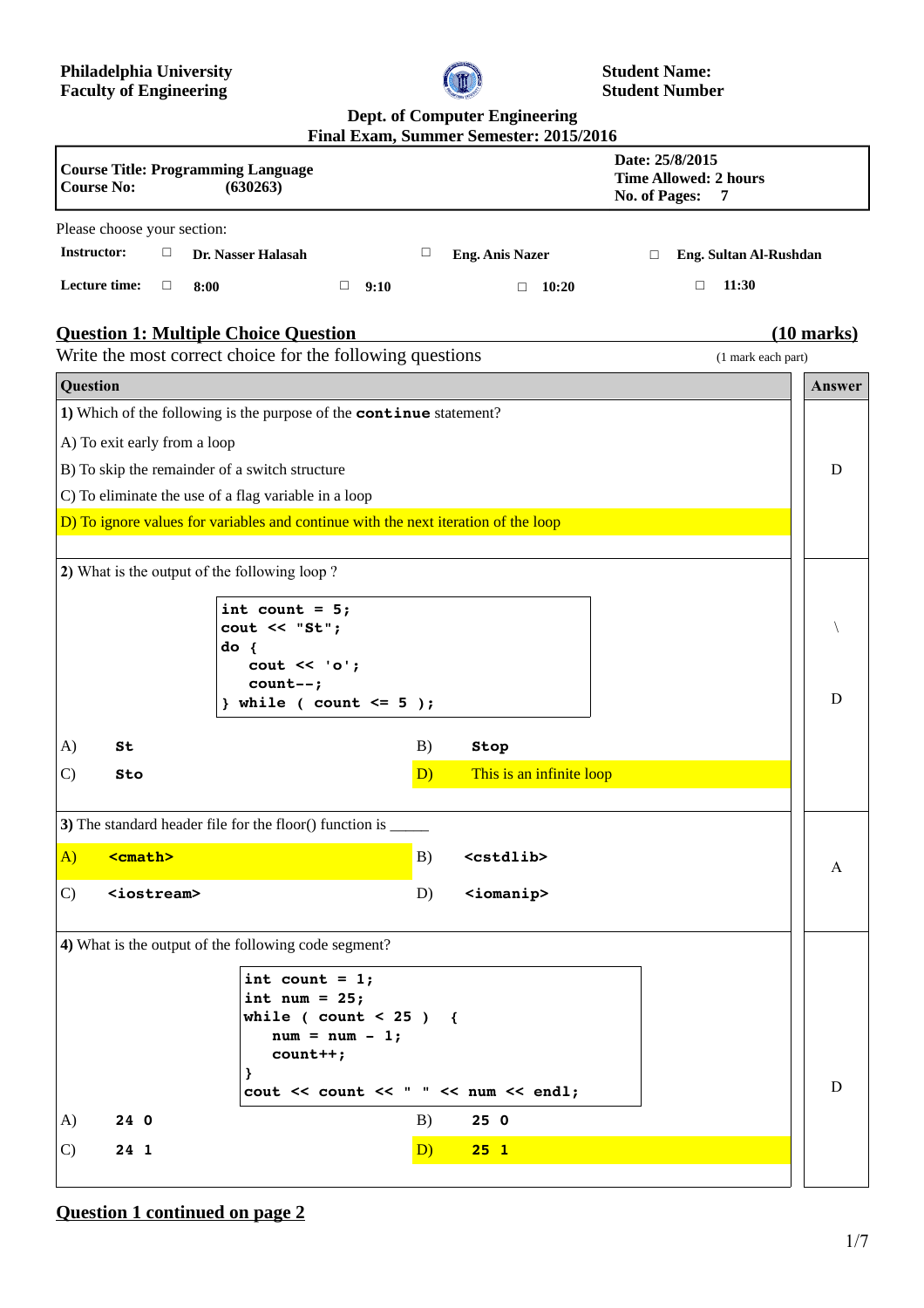**Philadelphia University**
**Faculty of Engineering**

**Student Name:**
**Student Number**

**Dept. of Computer Engineering**
**Final Exam, Summer Semester: 2015/2016**

| **Course Title: Programming Language**<br>**Course No: (630263)** | **Date: 25/8/2015**<br>**Time Allowed: 2 hours**<br>**No. of Pages: 7** |
|---|---|

Please choose your section:

**Instructor:** □ **Dr. Nasser Halasah** □ **Eng. Anis Nazer** □ **Eng. Sultan Al-Rushdan**

**Lecture time:** □ **8:00** □ **9:10** □ **10:20** □ **11:30**

## Question 1: Multiple Choice Question **(10 marks)**

Write the most correct choice for the following questions (1 mark each part)

| Question | Answer |
|---|---|
| **1)** Which of the following is the purpose of the **`continue`** statement?<br>A) To exit early from a loop<br>B) To skip the remainder of a switch structure<br>C) To eliminate the use of a flag variable in a loop<br>D) To ignore values for variables and continue with the next iteration of the loop | D |
| **2)** What is the output of the following loop ?<br>`int count = 5;`<br>`cout << "St";`<br>`do {`<br>`    cout << 'o';`<br>`    count--;`<br>`} while ( count <= 5 );`<br>A) **St** B) **Stop**<br>C) **Sto** D) This is an infinite loop | \ D |
| **3)** The standard header file for the floor() function is _____<br>A) **`<cmath>`** B) **`<cstdlib>`**<br>C) **`<iostream>`** D) **`<iomanip>`** | A |
| **4)** What is the output of the following code segment?<br>`int count = 1;`<br>`int num = 25;`<br>`while ( count < 25 ) {`<br>`    num = num - 1;`<br>`    count++;`<br>`}`<br>`cout << count << " " << num << endl;`<br>A) **24 0** B) **25 0**<br>C) **24 1** D) **25 1** | D |

**Question 1 continued on page 2**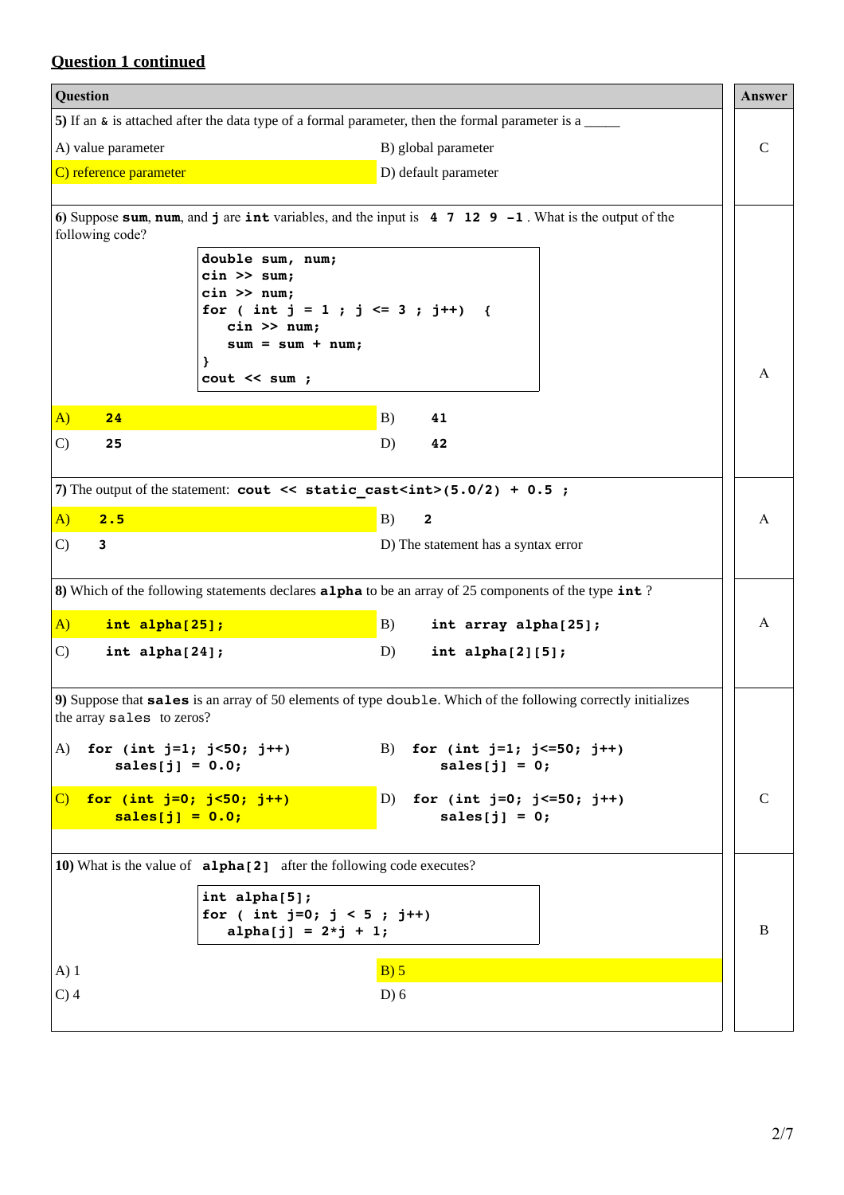## Question 1 continued

| Question | Answer |
|---|---|
| **5)** If an `&` is attached after the data type of a formal parameter, then the formal parameter is a _____<br><br>A) value parameter  B) global parameter<br>C) reference parameter  D) default parameter | C |
| **6)** Suppose **`sum`**, **`num`**, and **`j`** are **`int`** variables, and the input is `4 7 12 9 -1` . What is the output of the following code?<br><br>`double sum, num;`<br>`cin >> sum;`<br>`cin >> num;`<br>`for ( int j = 1 ; j <= 3 ; j++)  {`<br>`   cin >> num;`<br>`   sum = sum + num;`<br>`}`<br>`cout << sum ;`<br><br>A) `24`  B) `41`<br>C) `25`  D) `42` | A |
| **7)** The output of the statement: `cout << static_cast<int>(5.0/2) + 0.5 ;`<br><br>A) `2.5`  B) `2`<br>C) `3`  D) The statement has a syntax error | A |
| **8)** Which of the following statements declares **`alpha`** to be an array of 25 components of the type **`int`** ?<br><br>A) `int alpha[25];`  B) `int array alpha[25];`<br>C) `int alpha[24];`  D) `int alpha[2][5];` | A |
| **9)** Suppose that **`sales`** is an array of 50 elements of type `double`. Which of the following correctly initializes the array `sales` to zeros?<br><br>A) `for (int j=1; j<50; j++) sales[j] = 0.0;`<br>B) `for (int j=1; j<=50; j++) sales[j] = 0;`<br>C) `for (int j=0; j<50; j++) sales[j] = 0.0;`<br>D) `for (int j=0; j<=50; j++) sales[j] = 0;` | C |
| **10)** What is the value of `alpha[2]` after the following code executes?<br><br>`int alpha[5];`<br>`for ( int j=0; j < 5 ; j++)`<br>`   alpha[j] = 2*j + 1;`<br><br>A) 1  B) 5<br>C) 4  D) 6 | B |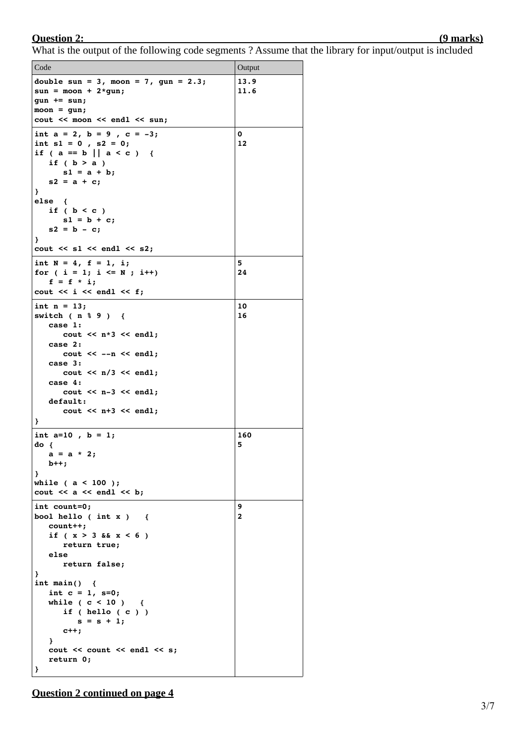**Question 2: (9 marks)**

What is the output of the following code segments ? Assume that the library for input/output is included

| Code | Output |
|---|---|
| `double sun = 3, moon = 7, gun = 2.3;`<br>`sun = moon + 2*gun;`<br>`gun += sun;`<br>`moon = gun;`<br>`cout << moon << endl << sun;` | 13.9<br>11.6 |
| `int a = 2, b = 9 , c = -3;`<br>`int s1 = 0 , s2 = 0;`<br>`if ( a == b \|\| a < c )  {`<br>`   if ( b > a )`<br>`      s1 = a + b;`<br>`   s2 = a + c;`<br>`}`<br>`else  {`<br>`   if ( b < c )`<br>`      s1 = b + c;`<br>`   s2 = b - c;`<br>`}`<br>`cout << s1 << endl << s2;` | 0<br>12 |
| `int N = 4, f = 1, i;`<br>`for ( i = 1; i <= N ; i++)`<br>`   f = f * i;`<br>`cout << i << endl << f;` | 5<br>24 |
| `int n = 13;`<br>`switch ( n % 9 )  {`<br>`   case 1:`<br>`      cout << n*3 << endl;`<br>`   case 2:`<br>`      cout << --n << endl;`<br>`   case 3:`<br>`      cout << n/3 << endl;`<br>`   case 4:`<br>`      cout << n-3 << endl;`<br>`   default:`<br>`      cout << n+3 << endl;`<br>`}` | 10<br>16 |
| `int a=10 , b = 1;`<br>`do {`<br>`   a = a * 2;`<br>`   b++;`<br>`}`<br>`while ( a < 100 );`<br>`cout << a << endl << b;` | 160<br>5 |
| `int count=0;`<br>`bool hello ( int x )   {`<br>`   count++;`<br>`   if ( x > 3 && x < 6 )`<br>`      return true;`<br>`   else`<br>`      return false;`<br>`}`<br>`int main()  {`<br>`   int c = 1, s=0;`<br>`   while ( c < 10 )   {`<br>`      if ( hello ( c ) )`<br>`         s = s + 1;`<br>`      c++;`<br>`   }`<br>`   cout << count << endl << s;`<br>`   return 0;`<br>`}` | 9<br>2 |

**Question 2 continued on page 4**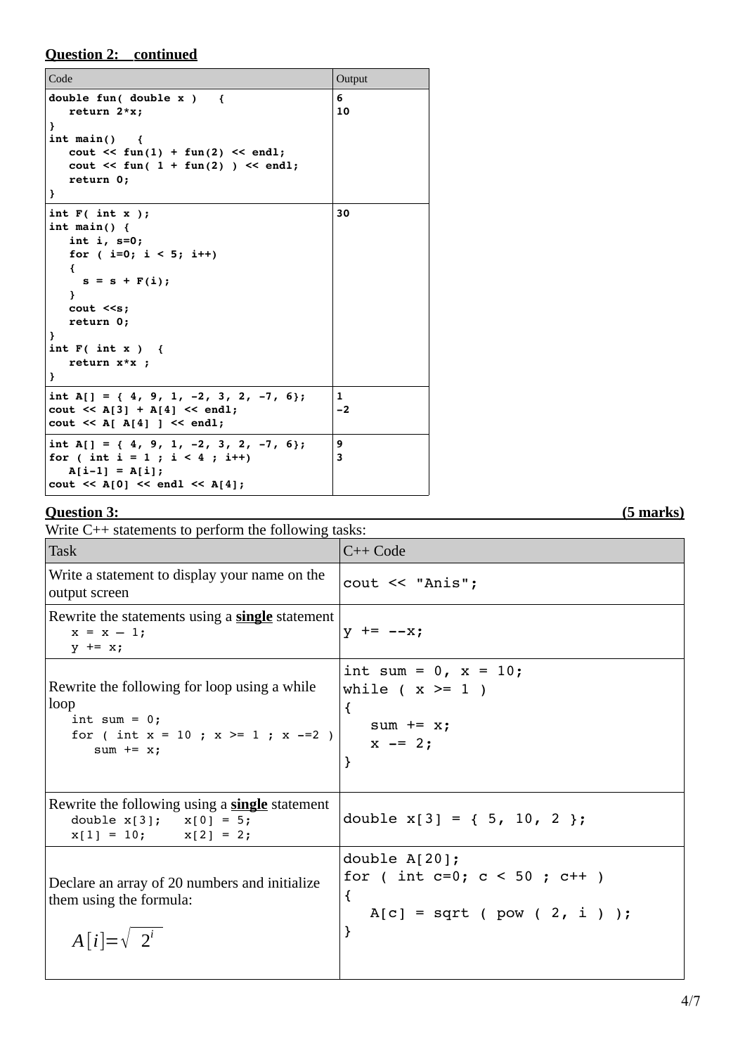**Question 2: continued**

| Code | Output |
|---|---|
| `double fun( double x ) {`<br>`   return 2*x;`<br>`}`<br>`int main() {`<br>`   cout << fun(1) + fun(2) << endl;`<br>`   cout << fun( 1 + fun(2) ) << endl;`<br>`   return 0;`<br>`}` | 6<br>10 |
| `int F( int x );`<br>`int main() {`<br>`   int i, s=0;`<br>`   for ( i=0; i < 5; i++)`<br>`   {`<br>`     s = s + F(i);`<br>`   }`<br>`   cout <<s;`<br>`   return 0;`<br>`}`<br>`int F( int x ) {`<br>`   return x*x ;`<br>`}` | 30 |
| `int A[] = { 4, 9, 1, -2, 3, 2, -7, 6};`<br>`cout << A[3] + A[4] << endl;`<br>`cout << A[ A[4] ] << endl;` | 1<br>-2 |
| `int A[] = { 4, 9, 1, -2, 3, 2, -7, 6};`<br>`for ( int i = 1 ; i < 4 ; i++)`<br>`   A[i-1] = A[i];`<br>`cout << A[0] << endl << A[4];` | 9<br>3 |

**Question 3: (5 marks)**

Write C++ statements to perform the following tasks:

| Task | C++ Code |
|---|---|
| Write a statement to display your name on the output screen | `cout << "Anis";` |
| Rewrite the statements using a **single** statement<br>`x = x – 1;`<br>`y += x;` | `y += --x;` |
| Rewrite the following for loop using a while loop<br>`int sum = 0;`<br>`for ( int x = 10 ; x >= 1 ; x -=2 )`<br>`   sum += x;` | `int sum = 0, x = 10;`<br>`while ( x >= 1 )`<br>`{`<br>`   sum += x;`<br>`   x -= 2;`<br>`}` |
| Rewrite the following using a **single** statement<br>`double x[3];   x[0] = 5;`<br>`x[1] = 10;     x[2] = 2;` | `double x[3] = { 5, 10, 2 };` |
| Declare an array of 20 numbers and initialize them using the formula:<br>$A[i]=\sqrt{2^i}$ | `double A[20];`<br>`for ( int c=0; c < 50 ; c++ )`<br>`{`<br>`   A[c] = sqrt ( pow ( 2, i ) );`<br>`}` |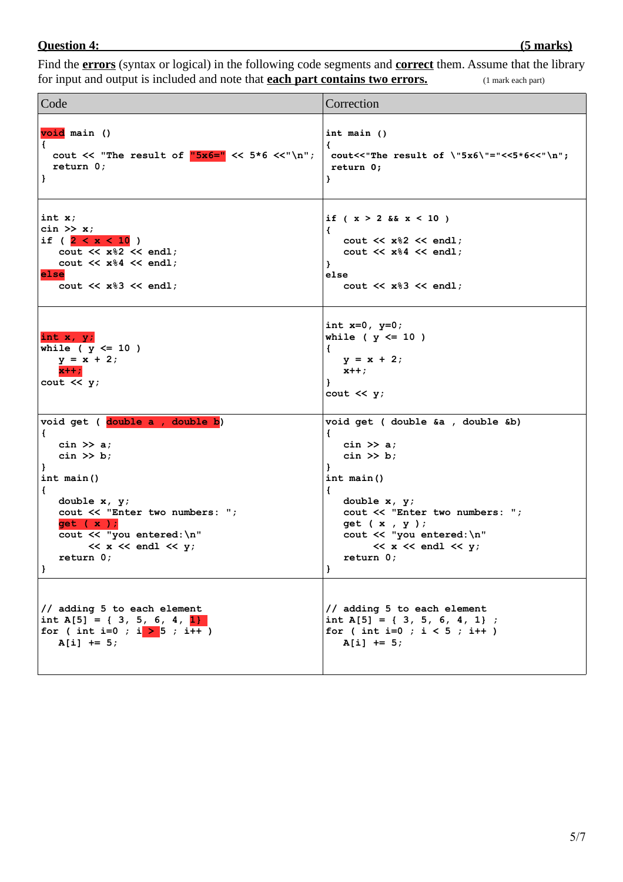**Question 4:** **(5 marks)**

Find the **errors** (syntax or logical) in the following code segments and **correct** them. Assume that the library for input and output is included and note that **each part contains two errors.** (1 mark each part)

| Code | Correction |
|---|---|
| `void main ()`<br>`{`<br>`cout << "The result of "5x6=" << 5*6 <<"\n";`<br>`return 0;`<br>`}` | `int main ()`<br>`{`<br>`cout<<"The result of \"5x6\"="<<5*6<<"\n";`<br>`return 0;`<br>`}` |
| `int x;`<br>`cin >> x;`<br>`if ( 2 < x < 10 )`<br>`cout << x%2 << endl;`<br>`cout << x%4 << endl;`<br>`else`<br>`cout << x%3 << endl;` | `if ( x > 2 && x < 10 )`<br>`{`<br>`cout << x%2 << endl;`<br>`cout << x%4 << endl;`<br>`}`<br>`else`<br>`cout << x%3 << endl;` |
| `int x, y;`<br>`while ( y <= 10 )`<br>`y = x + 2;`<br>`x++;`<br>`cout << y;` | `int x=0, y=0;`<br>`while ( y <= 10 )`<br>`{`<br>`y = x + 2;`<br>`x++;`<br>`}`<br>`cout << y;` |
| `void get ( double a , double b)`<br>`{`<br>`cin >> a;`<br>`cin >> b;`<br>`}`<br>`int main()`<br>`{`<br>`double x, y;`<br>`cout << "Enter two numbers: ";`<br>`get ( x );`<br>`cout << "you entered:\n"`<br>`<< x << endl << y;`<br>`return 0;`<br>`}` | `void get ( double &a , double &b)`<br>`{`<br>`cin >> a;`<br>`cin >> b;`<br>`}`<br>`int main()`<br>`{`<br>`double x, y;`<br>`cout << "Enter two numbers: ";`<br>`get ( x , y );`<br>`cout << "you entered:\n"`<br>`<< x << endl << y;`<br>`return 0;`<br>`}` |
| `// adding 5 to each element`<br>`int A[5] = { 3, 5, 6, 4, 1}`<br>`for ( int i=0 ; i > 5 ; i++ )`<br>`A[i] += 5;` | `// adding 5 to each element`<br>`int A[5] = { 3, 5, 6, 4, 1} ;`<br>`for ( int i=0 ; i < 5 ; i++ )`<br>`A[i] += 5;` |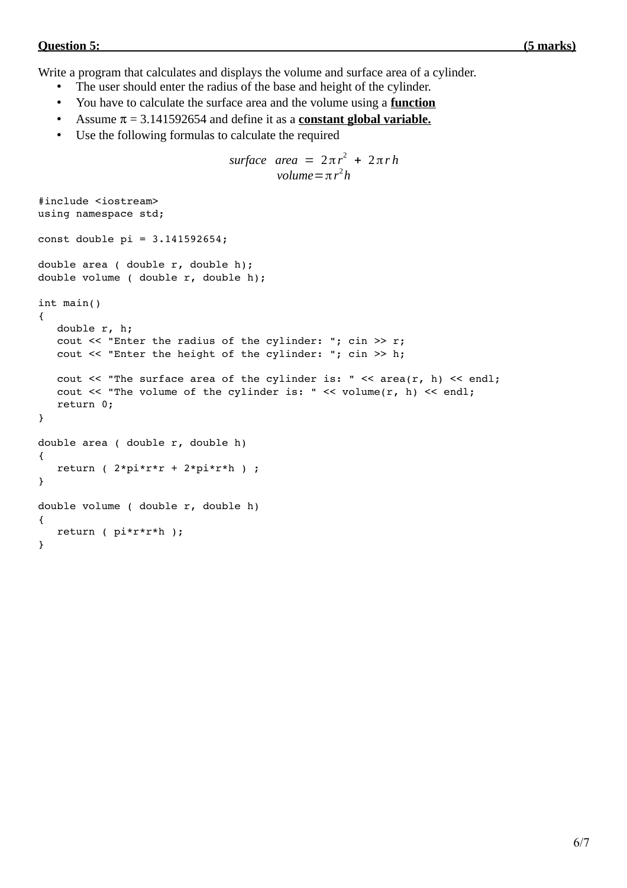**Question 5: (5 marks)**

Write a program that calculates and displays the volume and surface area of a cylinder.

- The user should enter the radius of the base and height of the cylinder.
- You have to calculate the surface area and the volume using a **function**
- Assume $\pi$ = 3.141592654 and define it as a **constant global variable.**
- Use the following formulas to calculate the required

$$surface\ \ area = 2\pi r^2 + 2\pi r h$$
$$volume = \pi r^2 h$$

```
#include <iostream>
using namespace std;

const double pi = 3.141592654;

double area ( double r, double h);
double volume ( double r, double h);

int main()
{
   double r, h;
   cout << "Enter the radius of the cylinder: "; cin >> r;
   cout << "Enter the height of the cylinder: "; cin >> h;

   cout << "The surface area of the cylinder is: " << area(r, h) << endl;
   cout << "The volume of the cylinder is: " << volume(r, h) << endl;
   return 0;
}

double area ( double r, double h)
{
   return ( 2*pi*r*r + 2*pi*r*h ) ;
}

double volume ( double r, double h)
{
   return ( pi*r*r*h );
}
```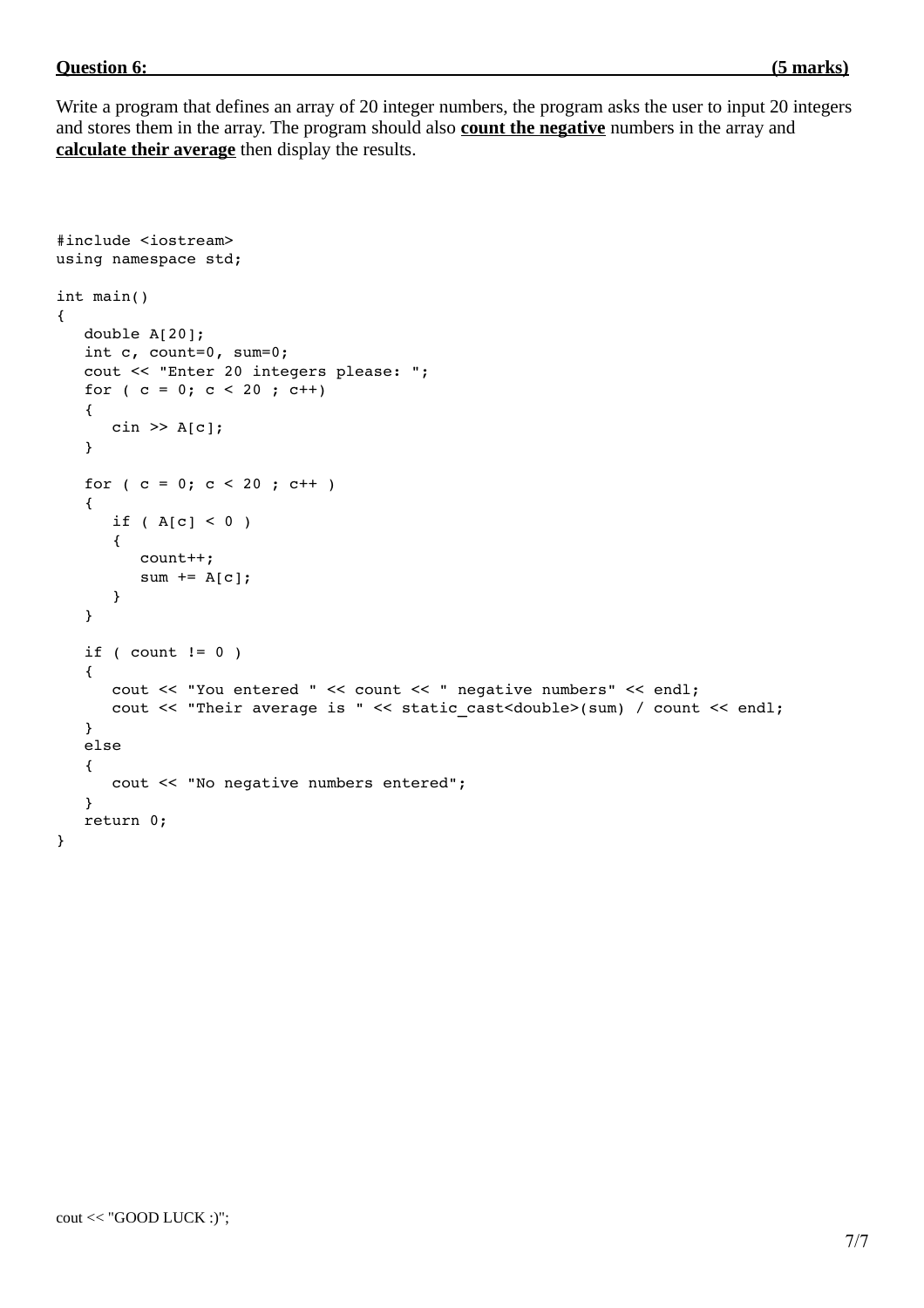**Question 6: (5 marks)**

Write a program that defines an array of 20 integer numbers, the program asks the user to input 20 integers and stores them in the array. The program should also **count the negative** numbers in the array and **calculate their average** then display the results.

```
#include <iostream>
using namespace std;

int main()
{
   double A[20];
   int c, count=0, sum=0;
   cout << "Enter 20 integers please: ";
   for ( c = 0; c < 20 ; c++)
   {
      cin >> A[c];
   }

   for ( c = 0; c < 20 ; c++ )
   {
      if ( A[c] < 0 )
      {
         count++;
         sum += A[c];
      }
   }

   if ( count != 0 )
   {
      cout << "You entered " << count << " negative numbers" << endl;
      cout << "Their average is " << static_cast<double>(sum) / count << endl;
   }
   else
   {
      cout << "No negative numbers entered";
   }
   return 0;
}
```

cout << "GOOD LUCK :)";